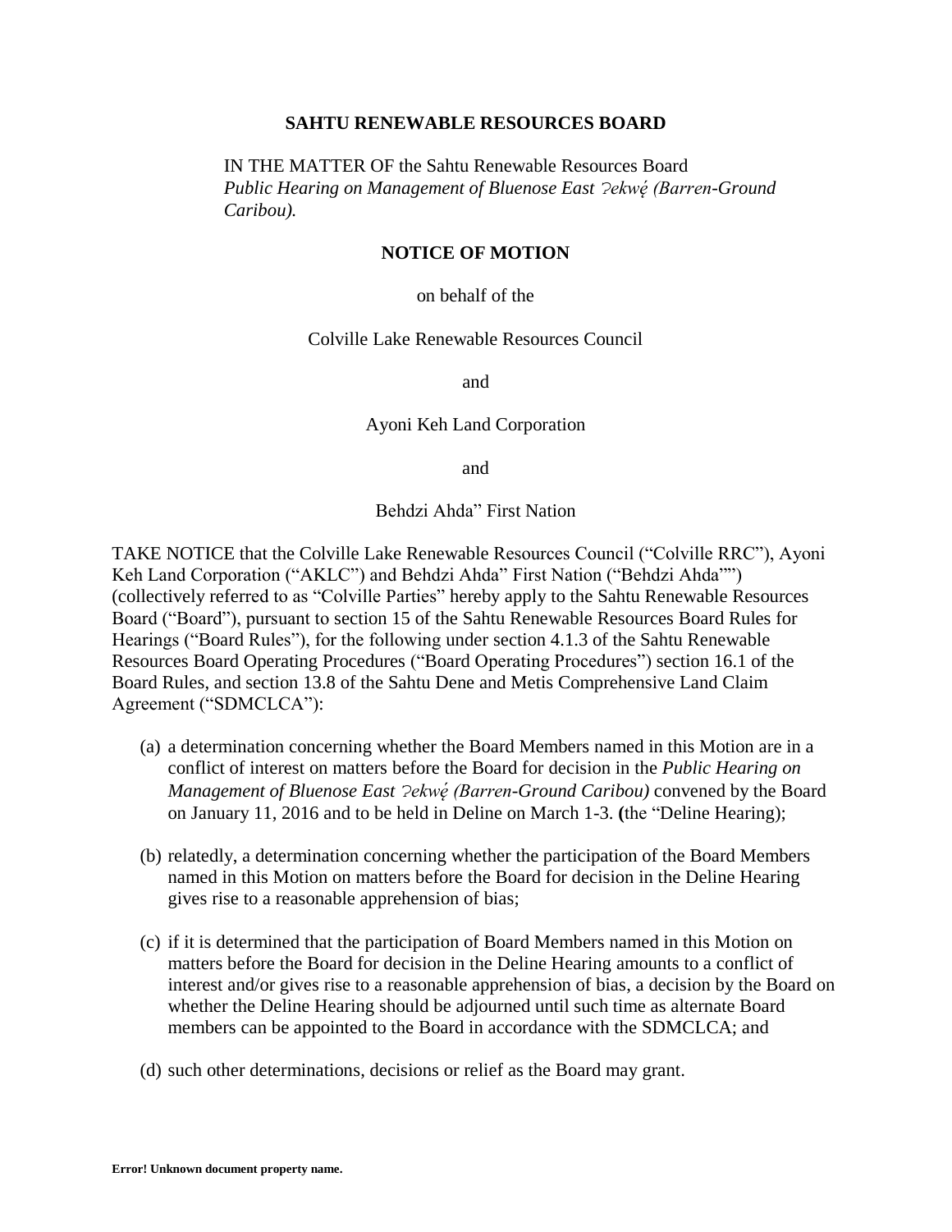**SAHTU RENEWABLE RESOURCES BOARD**

IN THE MATTER OF the Sahtu Renewable Resources Board *Public Hearing on Management of Bluenose East ʔekwę́ (Barren-Ground Caribou).*

**NOTICE OF MOTION**

on behalf of the

Colville Lake Renewable Resources Council

and

Ayoni Keh Land Corporation

and

Behdzi Ahda" First Nation

TAKE NOTICE that the Colville Lake Renewable Resources Council ("Colville RRC"), Ayoni Keh Land Corporation ("AKLC") and Behdzi Ahda" First Nation ("Behdzi Ahda"") (collectively referred to as "Colville Parties" hereby apply to the Sahtu Renewable Resources Board ("Board"), pursuant to section 15 of the Sahtu Renewable Resources Board Rules for Hearings ("Board Rules"), for the following under section 4.1.3 of the Sahtu Renewable Resources Board Operating Procedures ("Board Operating Procedures") section 16.1 of the Board Rules, and section 13.8 of the Sahtu Dene and Metis Comprehensive Land Claim Agreement ("SDMCLCA"):

(a) a determination concerning whether the Board Members named in this Motion are in a conflict of interest on matters before the Board for decision in the *Public Hearing on Management of Bluenose East ʔekwę́ (Barren-Ground Caribou)* convened by the Board on January 11, 2016 and to be held in Deline on March 1-3. **(**the "Deline Hearing);

(b) relatedly, a determination concerning whether the participation of the Board Members named in this Motion on matters before the Board for decision in the Deline Hearing gives rise to a reasonable apprehension of bias;

(c) if it is determined that the participation of Board Members named in this Motion on matters before the Board for decision in the Deline Hearing amounts to a conflict of interest and/or gives rise to a reasonable apprehension of bias, a decision by the Board on whether the Deline Hearing should be adjourned until such time as alternate Board members can be appointed to the Board in accordance with the SDMCLCA; and

(d) such other determinations, decisions or relief as the Board may grant.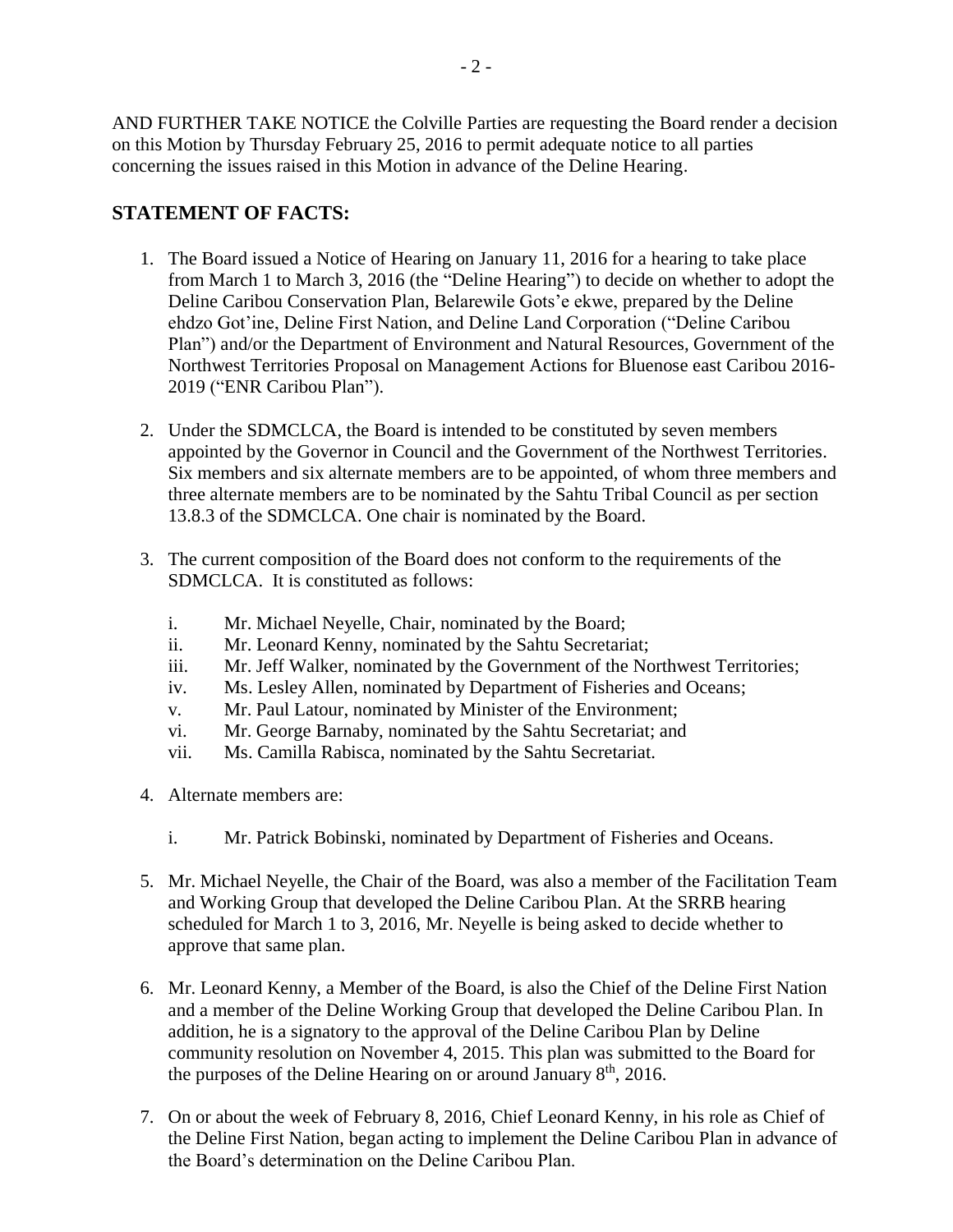AND FURTHER TAKE NOTICE the Colville Parties are requesting the Board render a decision on this Motion by Thursday February 25, 2016 to permit adequate notice to all parties concerning the issues raised in this Motion in advance of the Deline Hearing.

## STATEMENT OF FACTS:

1. The Board issued a Notice of Hearing on January 11, 2016 for a hearing to take place from March 1 to March 3, 2016 (the "Deline Hearing") to decide on whether to adopt the Deline Caribou Conservation Plan, Belarewile Gots'e ekwe, prepared by the Deline ehdzo Got'ine, Deline First Nation, and Deline Land Corporation ("Deline Caribou Plan") and/or the Department of Environment and Natural Resources, Government of the Northwest Territories Proposal on Management Actions for Bluenose east Caribou 2016-2019 ("ENR Caribou Plan").

2. Under the SDMCLCA, the Board is intended to be constituted by seven members appointed by the Governor in Council and the Government of the Northwest Territories. Six members and six alternate members are to be appointed, of whom three members and three alternate members are to be nominated by the Sahtu Tribal Council as per section 13.8.3 of the SDMCLCA. One chair is nominated by the Board.

3. The current composition of the Board does not conform to the requirements of the SDMCLCA. It is constituted as follows:

   i. Mr. Michael Neyelle, Chair, nominated by the Board;
   ii. Mr. Leonard Kenny, nominated by the Sahtu Secretariat;
   iii. Mr. Jeff Walker, nominated by the Government of the Northwest Territories;
   iv. Ms. Lesley Allen, nominated by Department of Fisheries and Oceans;
   v. Mr. Paul Latour, nominated by Minister of the Environment;
   vi. Mr. George Barnaby, nominated by the Sahtu Secretariat; and
   vii. Ms. Camilla Rabisca, nominated by the Sahtu Secretariat.

4. Alternate members are:

   i. Mr. Patrick Bobinski, nominated by Department of Fisheries and Oceans.

5. Mr. Michael Neyelle, the Chair of the Board, was also a member of the Facilitation Team and Working Group that developed the Deline Caribou Plan. At the SRRB hearing scheduled for March 1 to 3, 2016, Mr. Neyelle is being asked to decide whether to approve that same plan.

6. Mr. Leonard Kenny, a Member of the Board, is also the Chief of the Deline First Nation and a member of the Deline Working Group that developed the Deline Caribou Plan. In addition, he is a signatory to the approval of the Deline Caribou Plan by Deline community resolution on November 4, 2015. This plan was submitted to the Board for the purposes of the Deline Hearing on or around January 8th, 2016.

7. On or about the week of February 8, 2016, Chief Leonard Kenny, in his role as Chief of the Deline First Nation, began acting to implement the Deline Caribou Plan in advance of the Board's determination on the Deline Caribou Plan.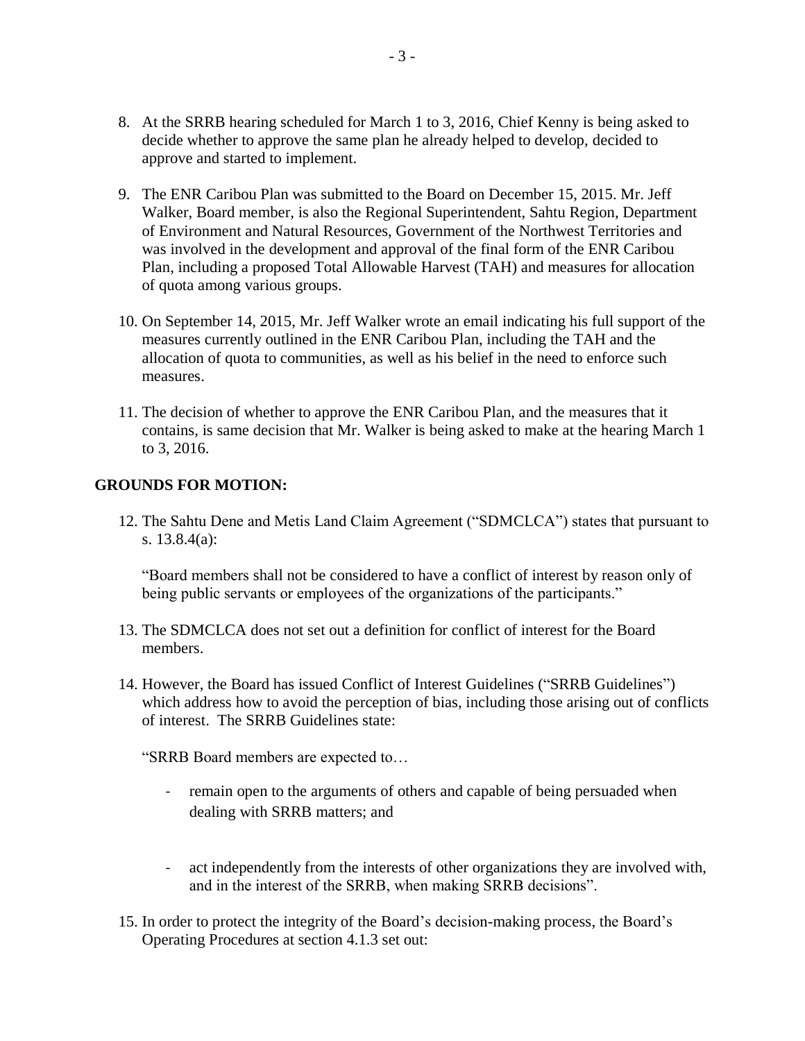8. At the SRRB hearing scheduled for March 1 to 3, 2016, Chief Kenny is being asked to decide whether to approve the same plan he already helped to develop, decided to approve and started to implement.

9. The ENR Caribou Plan was submitted to the Board on December 15, 2015. Mr. Jeff Walker, Board member, is also the Regional Superintendent, Sahtu Region, Department of Environment and Natural Resources, Government of the Northwest Territories and was involved in the development and approval of the final form of the ENR Caribou Plan, including a proposed Total Allowable Harvest (TAH) and measures for allocation of quota among various groups.

10. On September 14, 2015, Mr. Jeff Walker wrote an email indicating his full support of the measures currently outlined in the ENR Caribou Plan, including the TAH and the allocation of quota to communities, as well as his belief in the need to enforce such measures.

11. The decision of whether to approve the ENR Caribou Plan, and the measures that it contains, is same decision that Mr. Walker is being asked to make at the hearing March 1 to 3, 2016.

## GROUNDS FOR MOTION:

12. The Sahtu Dene and Metis Land Claim Agreement ("SDMCLCA") states that pursuant to s. 13.8.4(a):

    "Board members shall not be considered to have a conflict of interest by reason only of being public servants or employees of the organizations of the participants."

13. The SDMCLCA does not set out a definition for conflict of interest for the Board members.

14. However, the Board has issued Conflict of Interest Guidelines ("SRRB Guidelines") which address how to avoid the perception of bias, including those arising out of conflicts of interest. The SRRB Guidelines state:

    "SRRB Board members are expected to…

    - remain open to the arguments of others and capable of being persuaded when dealing with SRRB matters; and

    - act independently from the interests of other organizations they are involved with, and in the interest of the SRRB, when making SRRB decisions".

15. In order to protect the integrity of the Board's decision-making process, the Board's Operating Procedures at section 4.1.3 set out: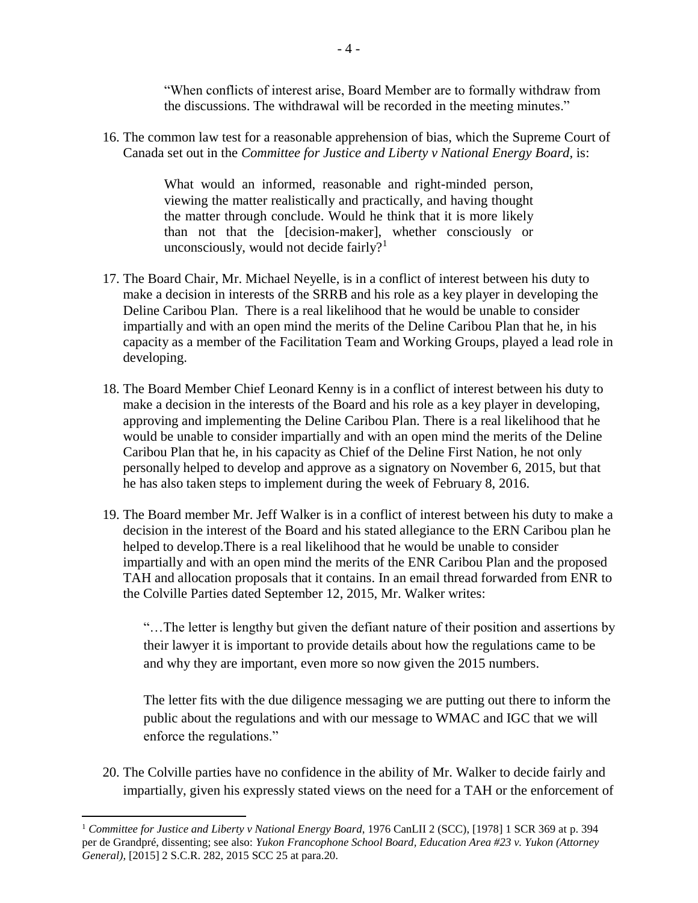> "When conflicts of interest arise, Board Member are to formally withdraw from the discussions. The withdrawal will be recorded in the meeting minutes."

16. The common law test for a reasonable apprehension of bias, which the Supreme Court of Canada set out in the *Committee for Justice and Liberty v National Energy Board*, is:

> What would an informed, reasonable and right-minded person, viewing the matter realistically and practically, and having thought the matter through conclude. Would he think that it is more likely than not that the [decision-maker], whether consciously or unconsciously, would not decide fairly?[1]

17. The Board Chair, Mr. Michael Neyelle, is in a conflict of interest between his duty to make a decision in interests of the SRRB and his role as a key player in developing the Deline Caribou Plan. There is a real likelihood that he would be unable to consider impartially and with an open mind the merits of the Deline Caribou Plan that he, in his capacity as a member of the Facilitation Team and Working Groups, played a lead role in developing.

18. The Board Member Chief Leonard Kenny is in a conflict of interest between his duty to make a decision in the interests of the Board and his role as a key player in developing, approving and implementing the Deline Caribou Plan. There is a real likelihood that he would be unable to consider impartially and with an open mind the merits of the Deline Caribou Plan that he, in his capacity as Chief of the Deline First Nation, he not only personally helped to develop and approve as a signatory on November 6, 2015, but that he has also taken steps to implement during the week of February 8, 2016.

19. The Board member Mr. Jeff Walker is in a conflict of interest between his duty to make a decision in the interest of the Board and his stated allegiance to the ERN Caribou plan he helped to develop.There is a real likelihood that he would be unable to consider impartially and with an open mind the merits of the ENR Caribou Plan and the proposed TAH and allocation proposals that it contains. In an email thread forwarded from ENR to the Colville Parties dated September 12, 2015, Mr. Walker writes:

    "…The letter is lengthy but given the defiant nature of their position and assertions by their lawyer it is important to provide details about how the regulations came to be and why they are important, even more so now given the 2015 numbers.

    The letter fits with the due diligence messaging we are putting out there to inform the public about the regulations and with our message to WMAC and IGC that we will enforce the regulations."

20. The Colville parties have no confidence in the ability of Mr. Walker to decide fairly and impartially, given his expressly stated views on the need for a TAH or the enforcement of

---

[1] *Committee for Justice and Liberty v National Energy Board*, 1976 CanLII 2 (SCC), [1978] 1 SCR 369 at p. 394 per de Grandpré, dissenting; see also: *Yukon Francophone School Board, Education Area #23 v. Yukon (Attorney General),* [2015] 2 S.C.R. 282, 2015 SCC 25 at para.20.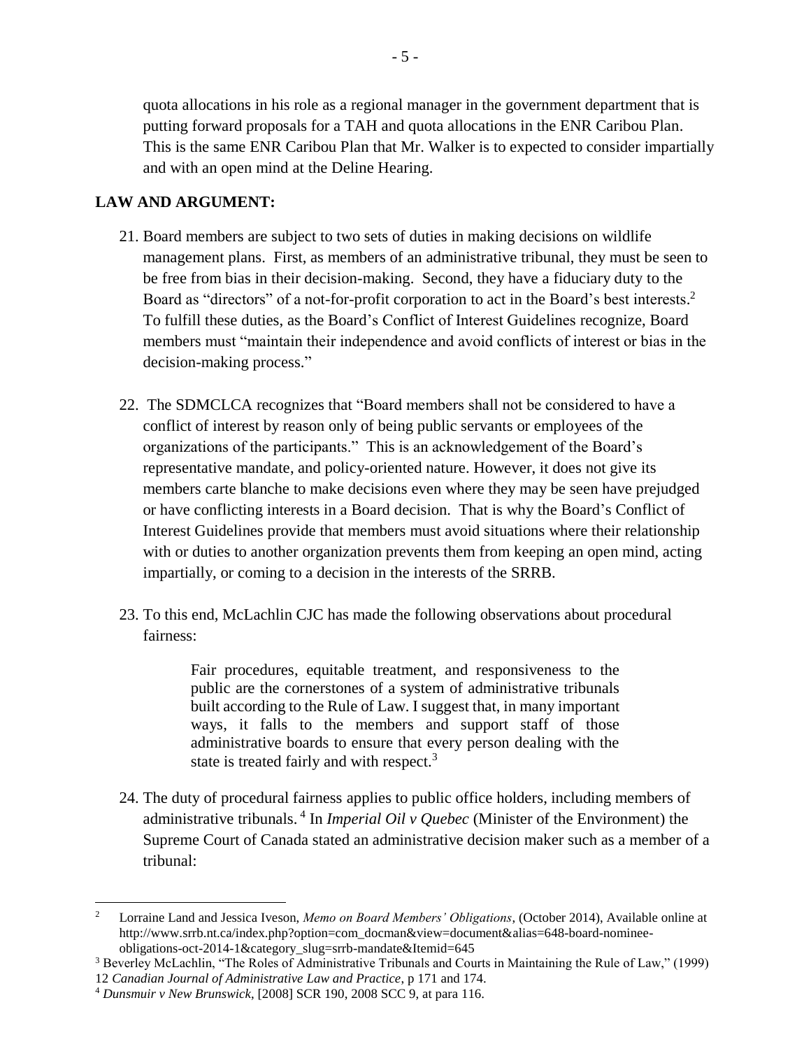quota allocations in his role as a regional manager in the government department that is putting forward proposals for a TAH and quota allocations in the ENR Caribou Plan. This is the same ENR Caribou Plan that Mr. Walker is to expected to consider impartially and with an open mind at the Deline Hearing.

**LAW AND ARGUMENT:**

21. Board members are subject to two sets of duties in making decisions on wildlife management plans. First, as members of an administrative tribunal, they must be seen to be free from bias in their decision-making. Second, they have a fiduciary duty to the Board as "directors" of a not-for-profit corporation to act in the Board's best interests.[2] To fulfill these duties, as the Board's Conflict of Interest Guidelines recognize, Board members must "maintain their independence and avoid conflicts of interest or bias in the decision-making process."

22. The SDMCLCA recognizes that "Board members shall not be considered to have a conflict of interest by reason only of being public servants or employees of the organizations of the participants." This is an acknowledgement of the Board's representative mandate, and policy-oriented nature. However, it does not give its members carte blanche to make decisions even where they may be seen have prejudged or have conflicting interests in a Board decision. That is why the Board's Conflict of Interest Guidelines provide that members must avoid situations where their relationship with or duties to another organization prevents them from keeping an open mind, acting impartially, or coming to a decision in the interests of the SRRB.

23. To this end, McLachlin CJC has made the following observations about procedural fairness:

> Fair procedures, equitable treatment, and responsiveness to the public are the cornerstones of a system of administrative tribunals built according to the Rule of Law. I suggest that, in many important ways, it falls to the members and support staff of those administrative boards to ensure that every person dealing with the state is treated fairly and with respect.[3]

24. The duty of procedural fairness applies to public office holders, including members of administrative tribunals.[4] In *Imperial Oil v Quebec* (Minister of the Environment) the Supreme Court of Canada stated an administrative decision maker such as a member of a tribunal:

---

[2] Lorraine Land and Jessica Iveson, *Memo on Board Members' Obligations*, (October 2014), Available online at http://www.srrb.nt.ca/index.php?option=com_docman&view=document&alias=648-board-nominee-obligations-oct-2014-1&category_slug=srrb-mandate&Itemid=645

[3] Beverley McLachlin, "The Roles of Administrative Tribunals and Courts in Maintaining the Rule of Law," (1999) 12 *Canadian Journal of Administrative Law and Practice*, p 171 and 174.

[4] *Dunsmuir v New Brunswick*, [2008] SCR 190, 2008 SCC 9, at para 116.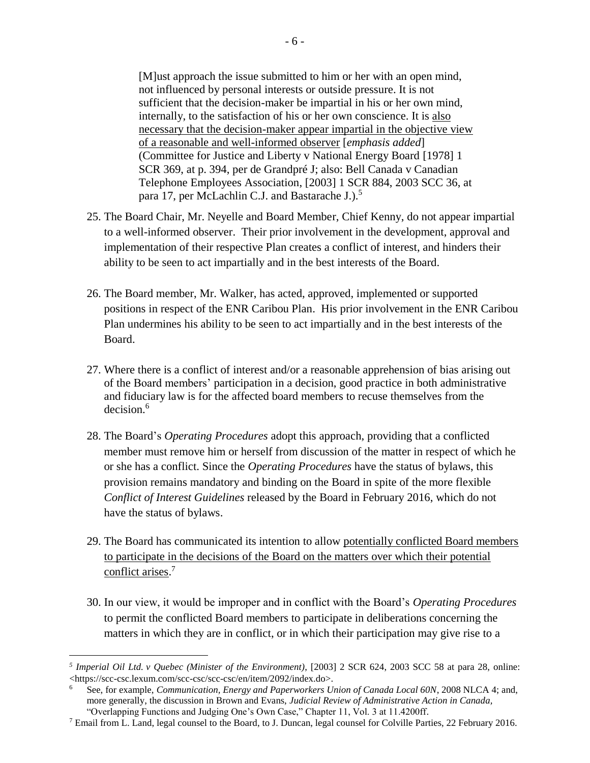> [M]ust approach the issue submitted to him or her with an open mind, not influenced by personal interests or outside pressure. It is not sufficient that the decision-maker be impartial in his or her own mind, internally, to the satisfaction of his or her own conscience. It is <u>also necessary that the decision-maker appear impartial in the objective view of a reasonable and well-informed observer</u> [*emphasis added*] (Committee for Justice and Liberty v National Energy Board [1978] 1 SCR 369, at p. 394, per de Grandpré J; also: Bell Canada v Canadian Telephone Employees Association, [2003] 1 SCR 884, 2003 SCC 36, at para 17, per McLachlin C.J. and Bastarache J.).[5]

25. The Board Chair, Mr. Neyelle and Board Member, Chief Kenny, do not appear impartial to a well-informed observer. Their prior involvement in the development, approval and implementation of their respective Plan creates a conflict of interest, and hinders their ability to be seen to act impartially and in the best interests of the Board.

26. The Board member, Mr. Walker, has acted, approved, implemented or supported positions in respect of the ENR Caribou Plan. His prior involvement in the ENR Caribou Plan undermines his ability to be seen to act impartially and in the best interests of the Board.

27. Where there is a conflict of interest and/or a reasonable apprehension of bias arising out of the Board members' participation in a decision, good practice in both administrative and fiduciary law is for the affected board members to recuse themselves from the decision.[6]

28. The Board's *Operating Procedures* adopt this approach, providing that a conflicted member must remove him or herself from discussion of the matter in respect of which he or she has a conflict. Since the *Operating Procedures* have the status of bylaws, this provision remains mandatory and binding on the Board in spite of the more flexible *Conflict of Interest Guidelines* released by the Board in February 2016, which do not have the status of bylaws.

29. The Board has communicated its intention to allow <u>potentially conflicted Board members to participate in the decisions of the Board on the matters over which their potential conflict arises</u>.[7]

30. In our view, it would be improper and in conflict with the Board's *Operating Procedures* to permit the conflicted Board members to participate in deliberations concerning the matters in which they are in conflict, or in which their participation may give rise to a

---

[5] *Imperial Oil Ltd. v Quebec (Minister of the Environment)*, [2003] 2 SCR 624, 2003 SCC 58 at para 28, online: <https://scc-csc.lexum.com/scc-csc/scc-csc/en/item/2092/index.do>.

[6] See, for example, *Communication, Energy and Paperworkers Union of Canada Local 60N*, 2008 NLCA 4; and, more generally, the discussion in Brown and Evans, *Judicial Review of Administrative Action in Canada*, "Overlapping Functions and Judging One's Own Case," Chapter 11, Vol. 3 at 11.4200ff.

[7] Email from L. Land, legal counsel to the Board, to J. Duncan, legal counsel for Colville Parties, 22 February 2016.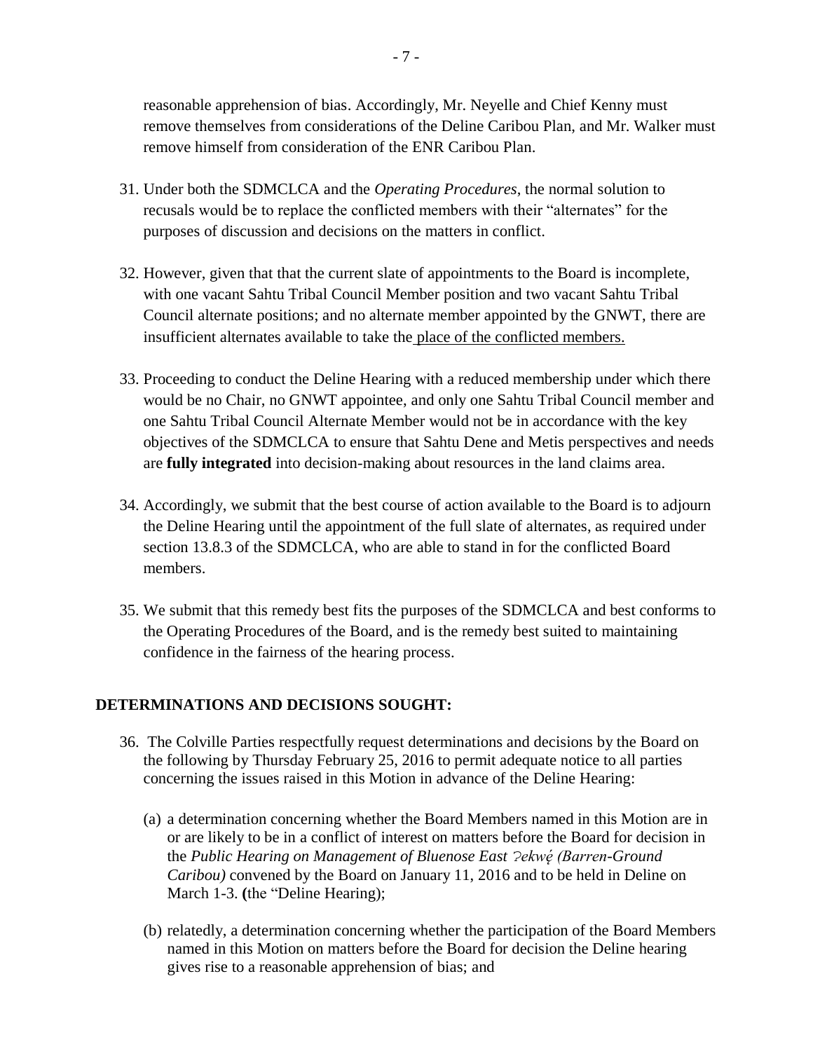reasonable apprehension of bias. Accordingly, Mr. Neyelle and Chief Kenny must remove themselves from considerations of the Deline Caribou Plan, and Mr. Walker must remove himself from consideration of the ENR Caribou Plan.

31. Under both the SDMCLCA and the *Operating Procedures*, the normal solution to recusals would be to replace the conflicted members with their "alternates" for the purposes of discussion and decisions on the matters in conflict.

32. However, given that that the current slate of appointments to the Board is incomplete, with one vacant Sahtu Tribal Council Member position and two vacant Sahtu Tribal Council alternate positions; and no alternate member appointed by the GNWT, there are insufficient alternates available to take the place of the conflicted members.

33. Proceeding to conduct the Deline Hearing with a reduced membership under which there would be no Chair, no GNWT appointee, and only one Sahtu Tribal Council member and one Sahtu Tribal Council Alternate Member would not be in accordance with the key objectives of the SDMCLCA to ensure that Sahtu Dene and Metis perspectives and needs are **fully integrated** into decision-making about resources in the land claims area.

34. Accordingly, we submit that the best course of action available to the Board is to adjourn the Deline Hearing until the appointment of the full slate of alternates, as required under section 13.8.3 of the SDMCLCA, who are able to stand in for the conflicted Board members.

35. We submit that this remedy best fits the purposes of the SDMCLCA and best conforms to the Operating Procedures of the Board, and is the remedy best suited to maintaining confidence in the fairness of the hearing process.

## DETERMINATIONS AND DECISIONS SOUGHT:

36. The Colville Parties respectfully request determinations and decisions by the Board on the following by Thursday February 25, 2016 to permit adequate notice to all parties concerning the issues raised in this Motion in advance of the Deline Hearing:

    (a) a determination concerning whether the Board Members named in this Motion are in or are likely to be in a conflict of interest on matters before the Board for decision in the *Public Hearing on Management of Bluenose East ʔekwę́ (Barren-Ground Caribou)* convened by the Board on January 11, 2016 and to be held in Deline on March 1-3. **(**the "Deline Hearing);

    (b) relatedly, a determination concerning whether the participation of the Board Members named in this Motion on matters before the Board for decision the Deline hearing gives rise to a reasonable apprehension of bias; and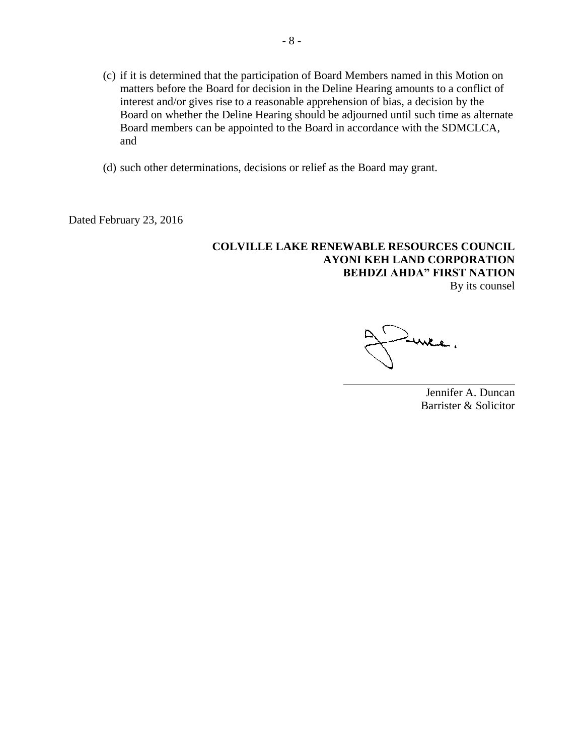(c) if it is determined that the participation of Board Members named in this Motion on matters before the Board for decision in the Deline Hearing amounts to a conflict of interest and/or gives rise to a reasonable apprehension of bias, a decision by the Board on whether the Deline Hearing should be adjourned until such time as alternate Board members can be appointed to the Board in accordance with the SDMCLCA, and

(d) such other determinations, decisions or relief as the Board may grant.

Dated February 23, 2016

**COLVILLE LAKE RENEWABLE RESOURCES COUNCIL**
**AYONI KEH LAND CORPORATION**
**BEHDZI AHDA" FIRST NATION**
By its counsel

Jennifer A. Duncan
Barrister & Solicitor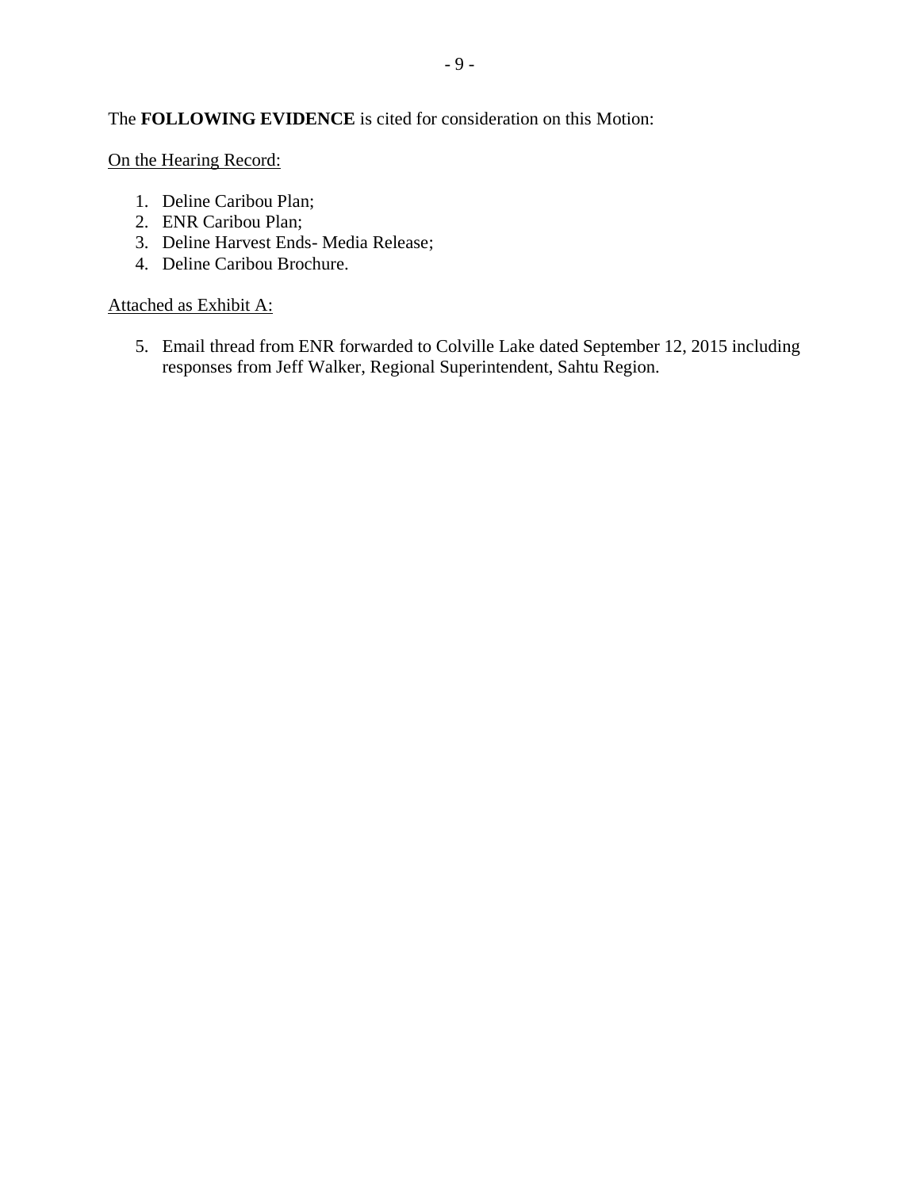The **FOLLOWING EVIDENCE** is cited for consideration on this Motion:

On the Hearing Record:

1. Deline Caribou Plan;
2. ENR Caribou Plan;
3. Deline Harvest Ends- Media Release;
4. Deline Caribou Brochure.

Attached as Exhibit A:

5. Email thread from ENR forwarded to Colville Lake dated September 12, 2015 including responses from Jeff Walker, Regional Superintendent, Sahtu Region.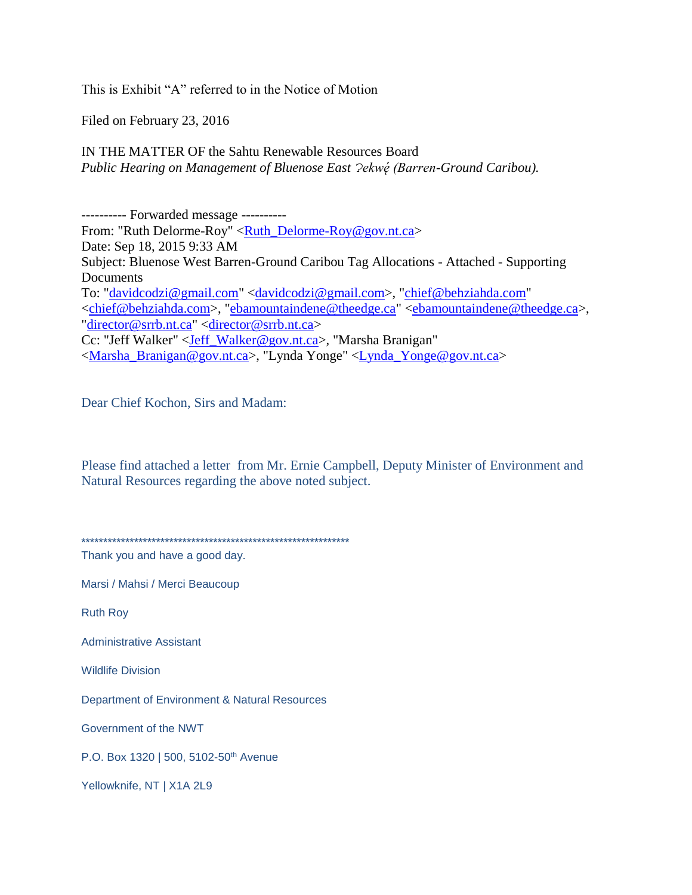This is Exhibit "A" referred to in the Notice of Motion

Filed on February 23, 2016

IN THE MATTER OF the Sahtu Renewable Resources Board
*Public Hearing on Management of Bluenose East ʔekwę́ (Barren-Ground Caribou).*

---------- Forwarded message ----------
From: "Ruth Delorme-Roy" <Ruth_Delorme-Roy@gov.nt.ca>
Date: Sep 18, 2015 9:33 AM
Subject: Bluenose West Barren-Ground Caribou Tag Allocations - Attached - Supporting Documents
To: "davidcodzi@gmail.com" <davidcodzi@gmail.com>, "chief@behziahda.com" <chief@behziahda.com>, "ebamountaindene@theedge.ca" <ebamountaindene@theedge.ca>, "director@srrb.nt.ca" <director@srrb.nt.ca>
Cc: "Jeff Walker" <Jeff_Walker@gov.nt.ca>, "Marsha Branigan" <Marsha_Branigan@gov.nt.ca>, "Lynda Yonge" <Lynda_Yonge@gov.nt.ca>

Dear Chief Kochon, Sirs and Madam:

Please find attached a letter from Mr. Ernie Campbell, Deputy Minister of Environment and Natural Resources regarding the above noted subject.

*************************************************************

Thank you and have a good day.

Marsi / Mahsi / Merci Beaucoup

Ruth Roy

Administrative Assistant

Wildlife Division

Department of Environment & Natural Resources

Government of the NWT

P.O. Box 1320 | 500, 5102-50th Avenue

Yellowknife, NT | X1A 2L9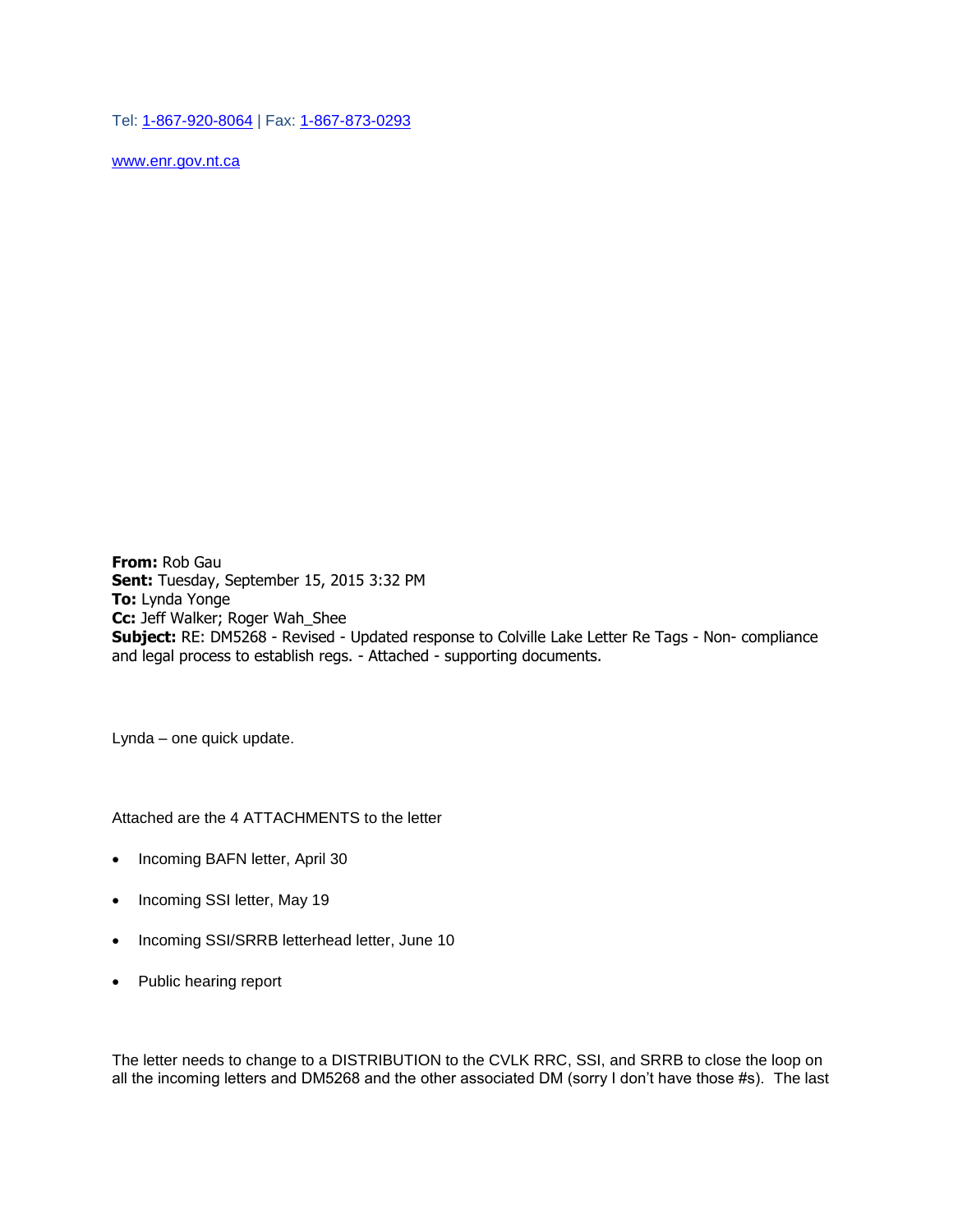Tel: 1-867-920-8064 | Fax: 1-867-873-0293

www.enr.gov.nt.ca

**From:** Rob Gau
**Sent:** Tuesday, September 15, 2015 3:32 PM
**To:** Lynda Yonge
**Cc:** Jeff Walker; Roger Wah_Shee
**Subject:** RE: DM5268 - Revised - Updated response to Colville Lake Letter Re Tags - Non- compliance and legal process to establish regs. - Attached - supporting documents.

Lynda – one quick update.

Attached are the 4 ATTACHMENTS to the letter

- Incoming BAFN letter, April 30
- Incoming SSI letter, May 19
- Incoming SSI/SRRB letterhead letter, June 10
- Public hearing report

The letter needs to change to a DISTRIBUTION to the CVLK RRC, SSI, and SRRB to close the loop on all the incoming letters and DM5268 and the other associated DM (sorry I don't have those #s). The last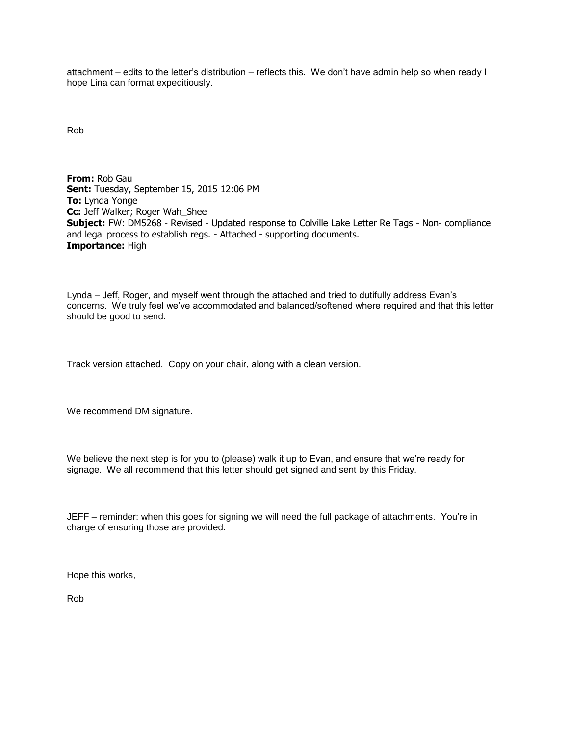attachment – edits to the letter's distribution – reflects this. We don't have admin help so when ready I hope Lina can format expeditiously.

Rob

**From:** Rob Gau
**Sent:** Tuesday, September 15, 2015 12:06 PM
**To:** Lynda Yonge
**Cc:** Jeff Walker; Roger Wah_Shee
**Subject:** FW: DM5268 - Revised - Updated response to Colville Lake Letter Re Tags - Non- compliance and legal process to establish regs. - Attached - supporting documents.
**Importance:** High

Lynda – Jeff, Roger, and myself went through the attached and tried to dutifully address Evan's concerns. We truly feel we've accommodated and balanced/softened where required and that this letter should be good to send.

Track version attached. Copy on your chair, along with a clean version.

We recommend DM signature.

We believe the next step is for you to (please) walk it up to Evan, and ensure that we're ready for signage. We all recommend that this letter should get signed and sent by this Friday.

JEFF – reminder: when this goes for signing we will need the full package of attachments. You're in charge of ensuring those are provided.

Hope this works,

Rob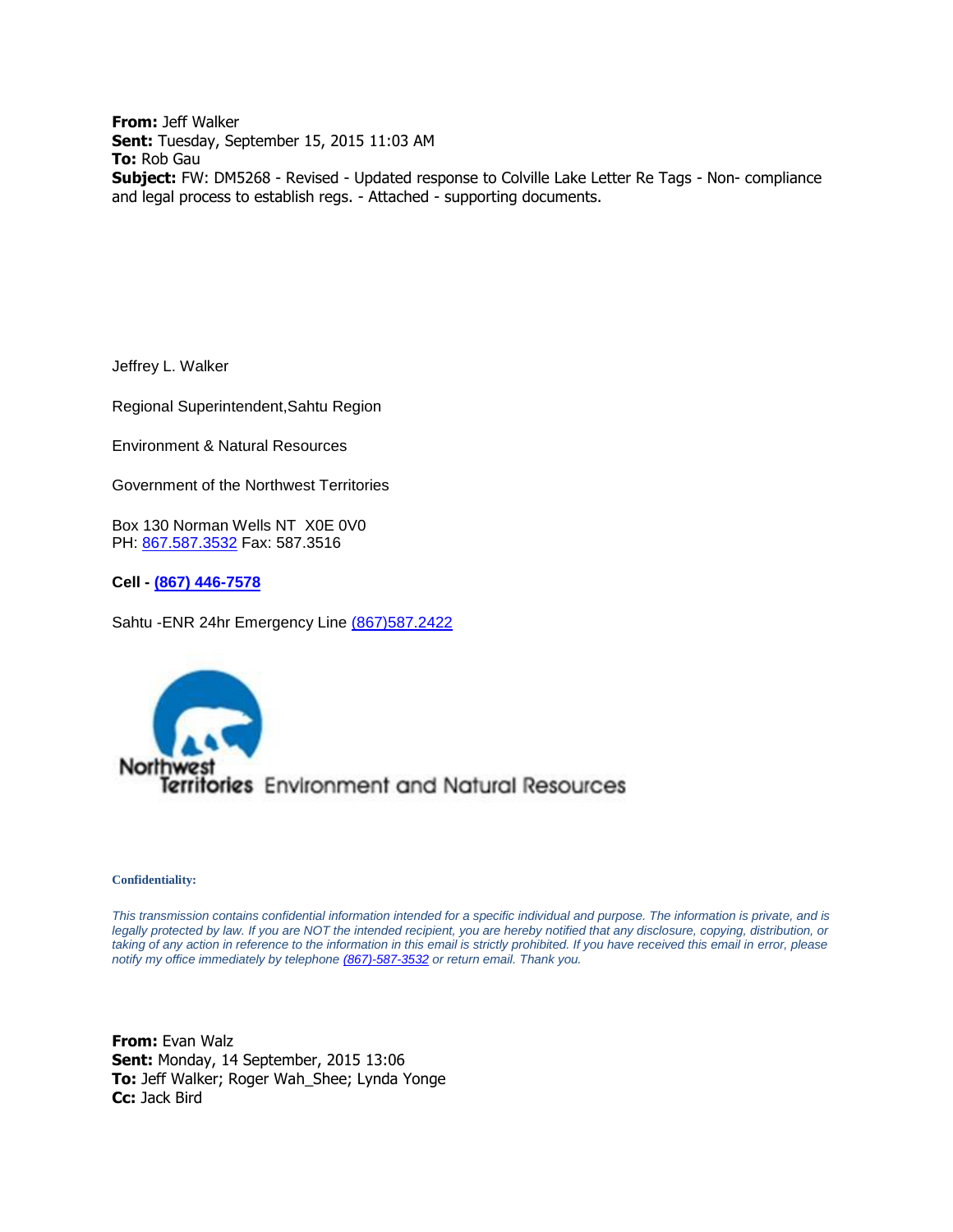**From:** Jeff Walker
**Sent:** Tuesday, September 15, 2015 11:03 AM
**To:** Rob Gau
**Subject:** FW: DM5268 - Revised - Updated response to Colville Lake Letter Re Tags - Non- compliance and legal process to establish regs. - Attached - supporting documents.

Jeffrey L. Walker

Regional Superintendent,Sahtu Region

Environment & Natural Resources

Government of the Northwest Territories

Box 130 Norman Wells NT X0E 0V0
PH: 867.587.3532 Fax: 587.3516

**Cell - (867) 446-7578**

Sahtu -ENR 24hr Emergency Line (867)587.2422

Northwest Territories Environment and Natural Resources

**Confidentiality:**

*This transmission contains confidential information intended for a specific individual and purpose. The information is private, and is legally protected by law. If you are NOT the intended recipient, you are hereby notified that any disclosure, copying, distribution, or taking of any action in reference to the information in this email is strictly prohibited. If you have received this email in error, please notify my office immediately by telephone (867)-587-3532 or return email. Thank you.*

**From:** Evan Walz
**Sent:** Monday, 14 September, 2015 13:06
**To:** Jeff Walker; Roger Wah_Shee; Lynda Yonge
**Cc:** Jack Bird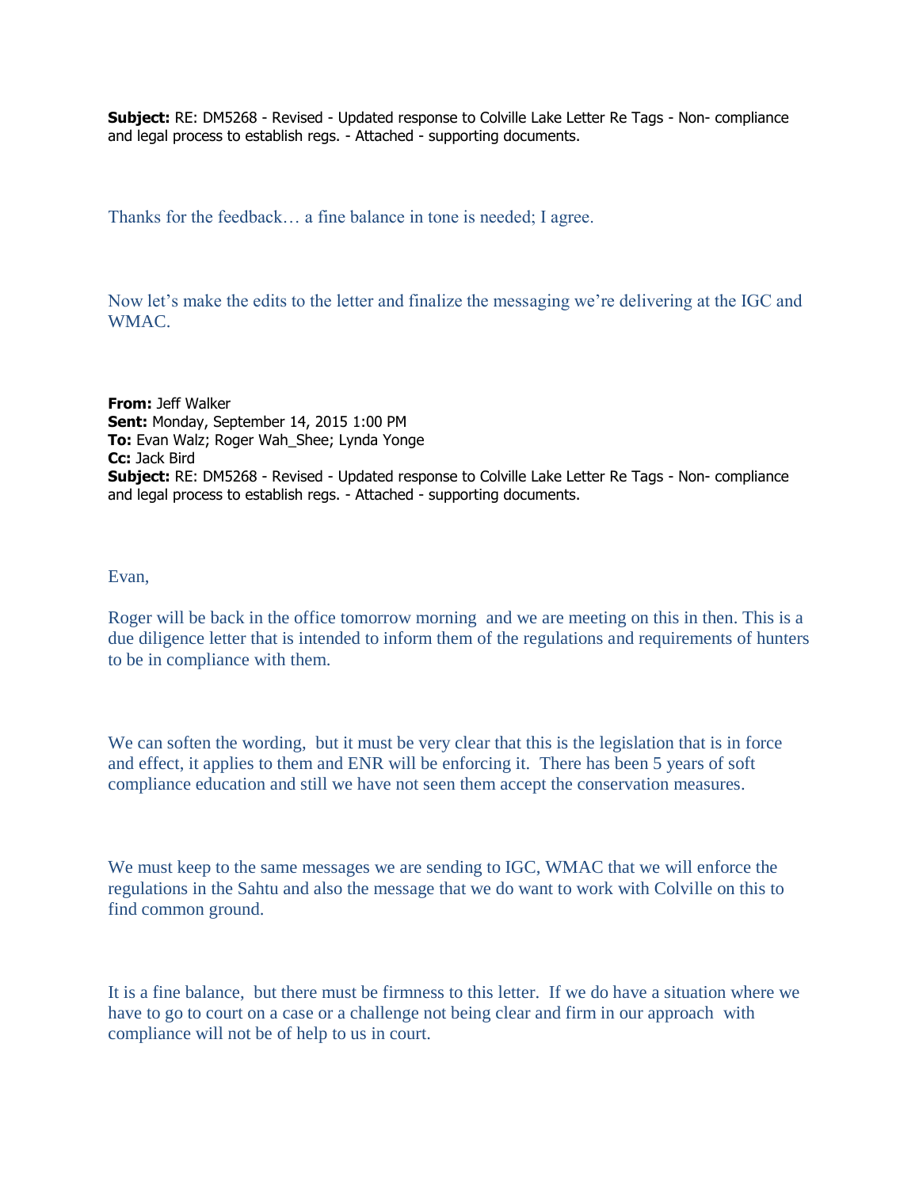**Subject:** RE: DM5268 - Revised - Updated response to Colville Lake Letter Re Tags - Non- compliance and legal process to establish regs. - Attached - supporting documents.

Thanks for the feedback… a fine balance in tone is needed; I agree.

Now let's make the edits to the letter and finalize the messaging we're delivering at the IGC and WMAC.

**From:** Jeff Walker
**Sent:** Monday, September 14, 2015 1:00 PM
**To:** Evan Walz; Roger Wah_Shee; Lynda Yonge
**Cc:** Jack Bird
**Subject:** RE: DM5268 - Revised - Updated response to Colville Lake Letter Re Tags - Non- compliance and legal process to establish regs. - Attached - supporting documents.

Evan,

Roger will be back in the office tomorrow morning and we are meeting on this in then. This is a due diligence letter that is intended to inform them of the regulations and requirements of hunters to be in compliance with them.

We can soften the wording, but it must be very clear that this is the legislation that is in force and effect, it applies to them and ENR will be enforcing it. There has been 5 years of soft compliance education and still we have not seen them accept the conservation measures.

We must keep to the same messages we are sending to IGC, WMAC that we will enforce the regulations in the Sahtu and also the message that we do want to work with Colville on this to find common ground.

It is a fine balance, but there must be firmness to this letter. If we do have a situation where we have to go to court on a case or a challenge not being clear and firm in our approach with compliance will not be of help to us in court.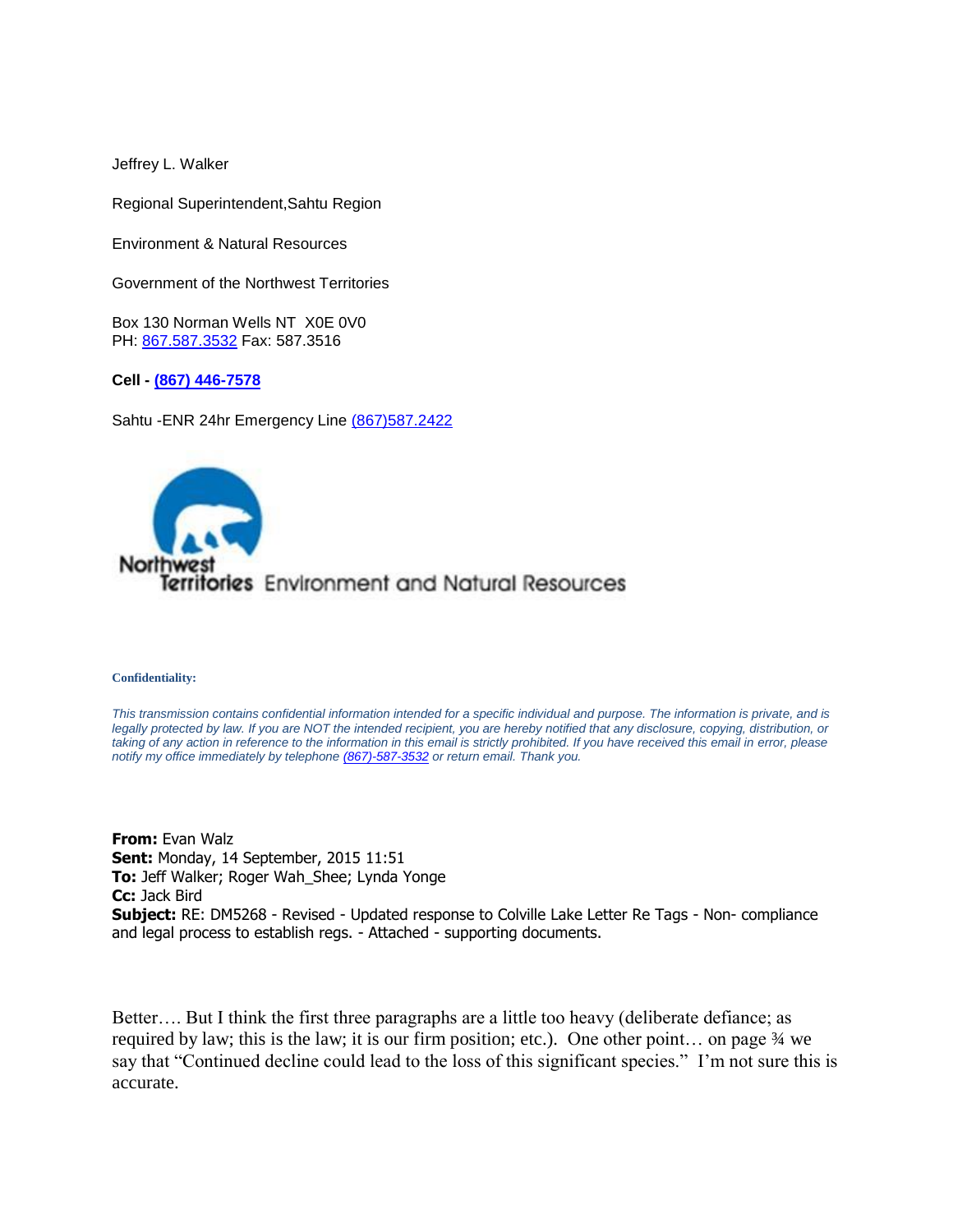Jeffrey L. Walker

Regional Superintendent,Sahtu Region

Environment & Natural Resources

Government of the Northwest Territories

Box 130 Norman Wells NT X0E 0V0
PH: 867.587.3532 Fax: 587.3516

**Cell - (867) 446-7578**

Sahtu -ENR 24hr Emergency Line (867)587.2422

Northwest Territories Environment and Natural Resources

**Confidentiality:**

*This transmission contains confidential information intended for a specific individual and purpose. The information is private, and is legally protected by law. If you are NOT the intended recipient, you are hereby notified that any disclosure, copying, distribution, or taking of any action in reference to the information in this email is strictly prohibited. If you have received this email in error, please notify my office immediately by telephone (867)-587-3532 or return email. Thank you.*

**From:** Evan Walz
**Sent:** Monday, 14 September, 2015 11:51
**To:** Jeff Walker; Roger Wah_Shee; Lynda Yonge
**Cc:** Jack Bird
**Subject:** RE: DM5268 - Revised - Updated response to Colville Lake Letter Re Tags - Non- compliance and legal process to establish regs. - Attached - supporting documents.

Better…. But I think the first three paragraphs are a little too heavy (deliberate defiance; as required by law; this is the law; it is our firm position; etc.). One other point… on page ¾ we say that "Continued decline could lead to the loss of this significant species." I'm not sure this is accurate.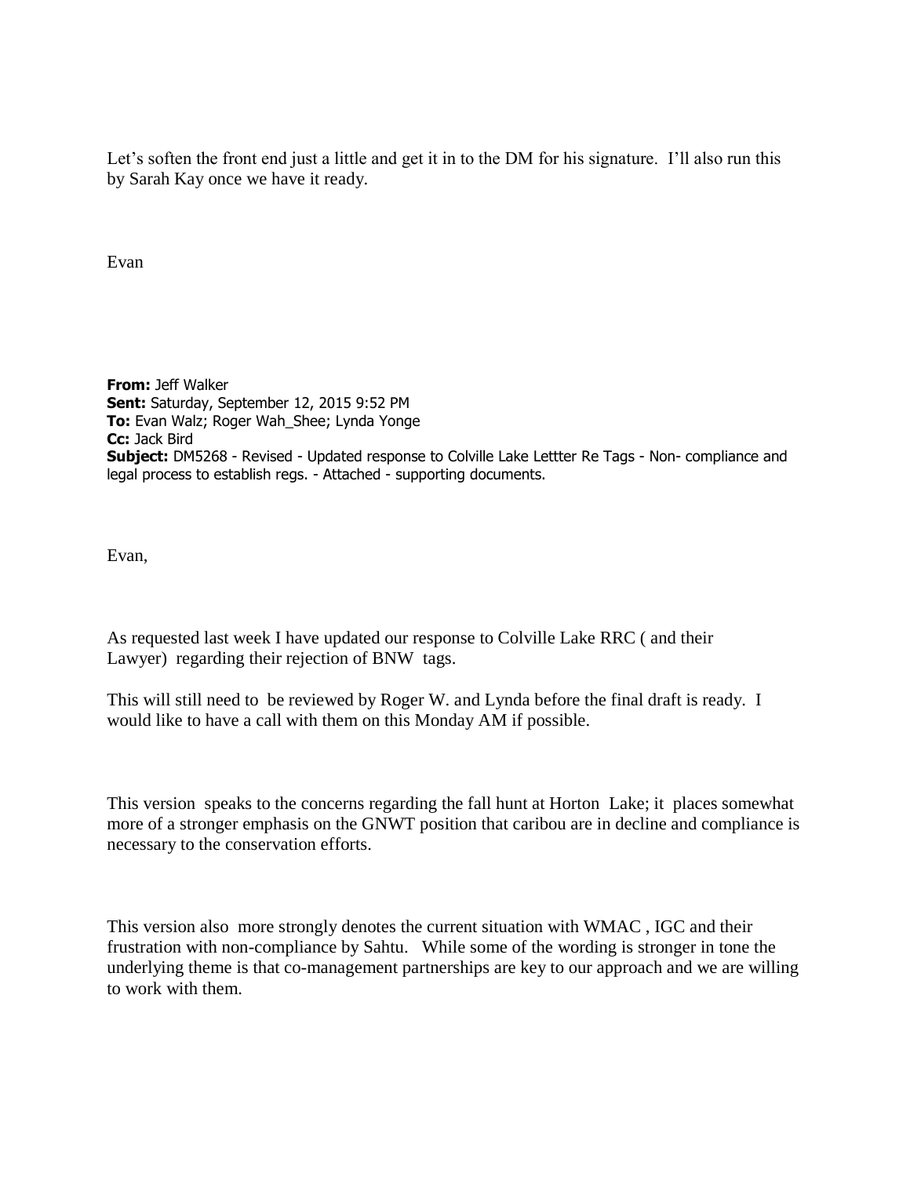Let's soften the front end just a little and get it in to the DM for his signature. I'll also run this by Sarah Kay once we have it ready.

Evan

**From:** Jeff Walker
**Sent:** Saturday, September 12, 2015 9:52 PM
**To:** Evan Walz; Roger Wah_Shee; Lynda Yonge
**Cc:** Jack Bird
**Subject:** DM5268 - Revised - Updated response to Colville Lake Lettter Re Tags - Non- compliance and legal process to establish regs. - Attached - supporting documents.

Evan,

As requested last week I have updated our response to Colville Lake RRC ( and their Lawyer) regarding their rejection of BNW tags.

This will still need to be reviewed by Roger W. and Lynda before the final draft is ready. I would like to have a call with them on this Monday AM if possible.

This version speaks to the concerns regarding the fall hunt at Horton Lake; it places somewhat more of a stronger emphasis on the GNWT position that caribou are in decline and compliance is necessary to the conservation efforts.

This version also more strongly denotes the current situation with WMAC , IGC and their frustration with non-compliance by Sahtu. While some of the wording is stronger in tone the underlying theme is that co-management partnerships are key to our approach and we are willing to work with them.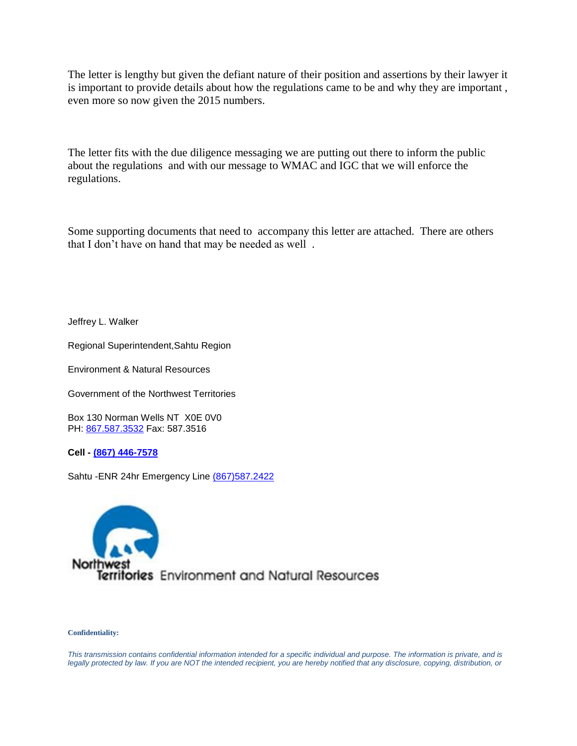The letter is lengthy but given the defiant nature of their position and assertions by their lawyer it is important to provide details about how the regulations came to be and why they are important , even more so now given the 2015 numbers.

The letter fits with the due diligence messaging we are putting out there to inform the public about the regulations and with our message to WMAC and IGC that we will enforce the regulations.

Some supporting documents that need to accompany this letter are attached. There are others that I don't have on hand that may be needed as well .

Jeffrey L. Walker

Regional Superintendent,Sahtu Region

Environment & Natural Resources

Government of the Northwest Territories

Box 130 Norman Wells NT X0E 0V0
PH: 867.587.3532 Fax: 587.3516

**Cell - (867) 446-7578**

Sahtu -ENR 24hr Emergency Line (867)587.2422

Northwest Territories Environment and Natural Resources

**Confidentiality:**

*This transmission contains confidential information intended for a specific individual and purpose. The information is private, and is legally protected by law. If you are NOT the intended recipient, you are hereby notified that any disclosure, copying, distribution, or*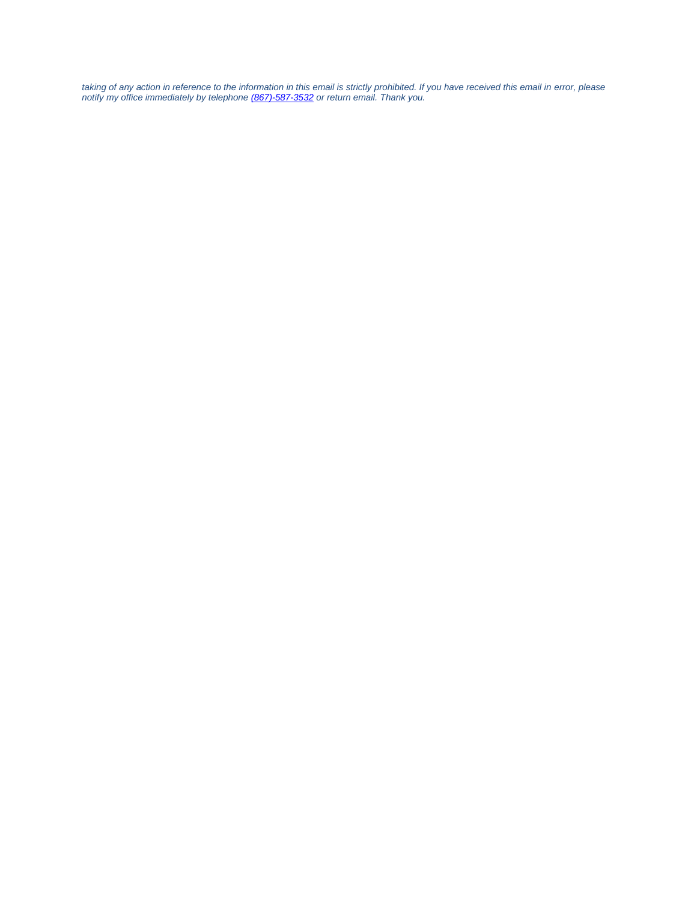*taking of any action in reference to the information in this email is strictly prohibited. If you have received this email in error, please notify my office immediately by telephone [(867)-587-3532](tel:8675873532) or return email. Thank you.*